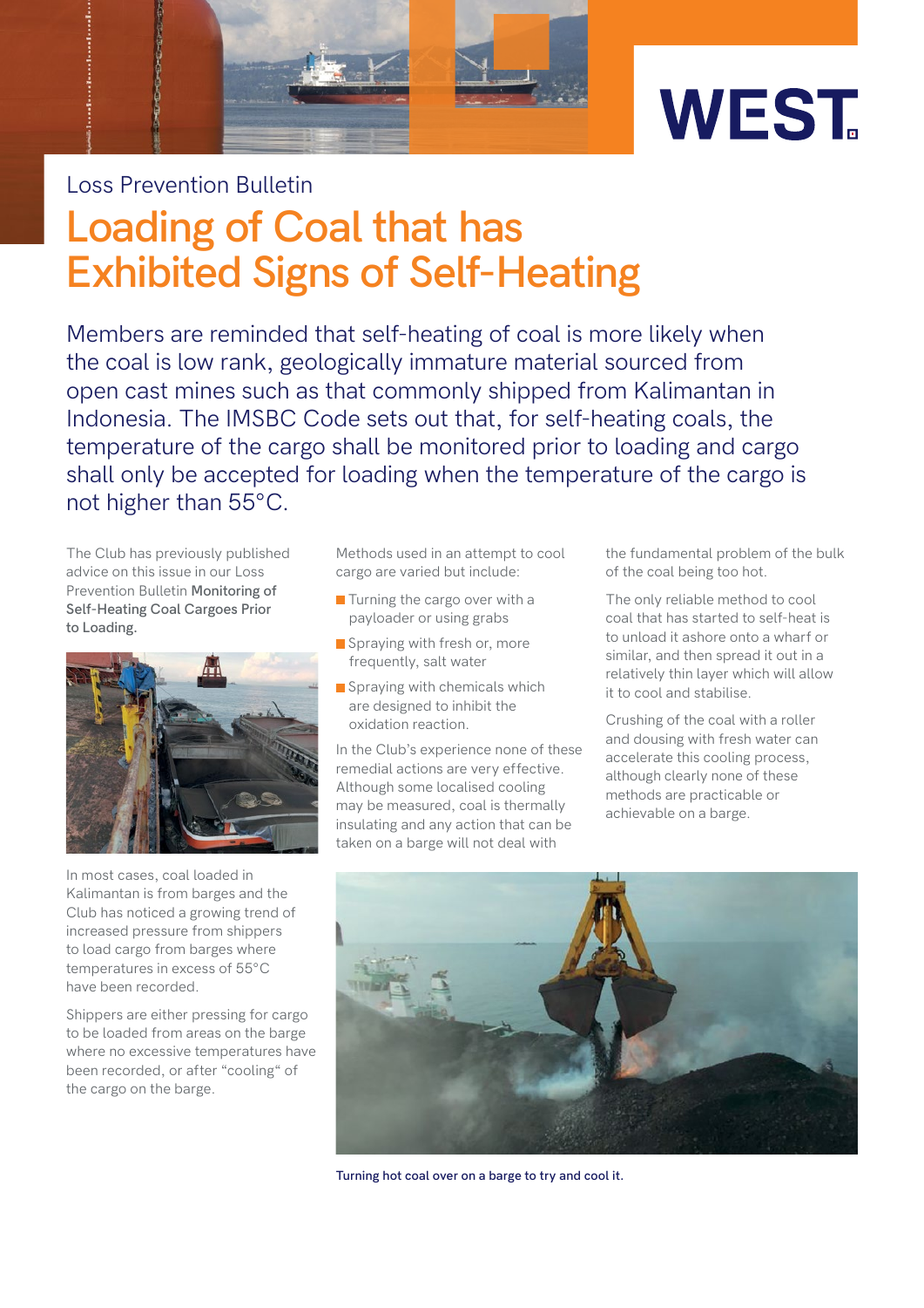WEST

Loss Prevention Bulletin

# Loading of Coal that has Exhibited Signs of Self-Heating

Members are reminded that self-heating of coal is more likely when the coal is low rank, geologically immature material sourced from open cast mines such as that commonly shipped from Kalimantan in Indonesia. The IMSBC Code sets out that, for self-heating coals, the temperature of the cargo shall be monitored prior to loading and cargo shall only be accepted for loading when the temperature of the cargo is not higher than 55°C.

The Club has previously published advice on this issue in our Loss Prevention Bulletin **Monitoring of Self-Heating Coal Cargoes Prior to Loading.**

In most cases, coal loaded in Kalimantan is from barges and the Club has noticed a growing trend of increased pressure from shippers to load cargo from barges where temperatures in excess of 55°C have been recorded.

Shippers are either pressing for cargo to be loaded from areas on the barge where no excessive temperatures have been recorded, or after "cooling" of the cargo on the barge.

Methods used in an attempt to cool cargo are varied but include:

- Turning the cargo over with a payloader or using grabs
- Spraying with fresh or, more frequently, salt water
- Spraying with chemicals which are designed to inhibit the oxidation reaction.

In the Club's experience none of these remedial actions are very effective. Although some localised cooling may be measured, coal is thermally insulating and any action that can be taken on a barge will not deal with the fundamental problem of the bulk of the coal being too hot.

The only reliable method to cool coal that has started to self-heat is to unload it ashore onto a wharf or similar, and then spread it out in a relatively thin layer which will allow it to cool and stabilise.

Crushing of the coal with a roller and dousing with fresh water can accelerate this cooling process, although clearly none of these methods are practicable or achievable on a barge.

Turning hot coal over on a barge to try and cool it.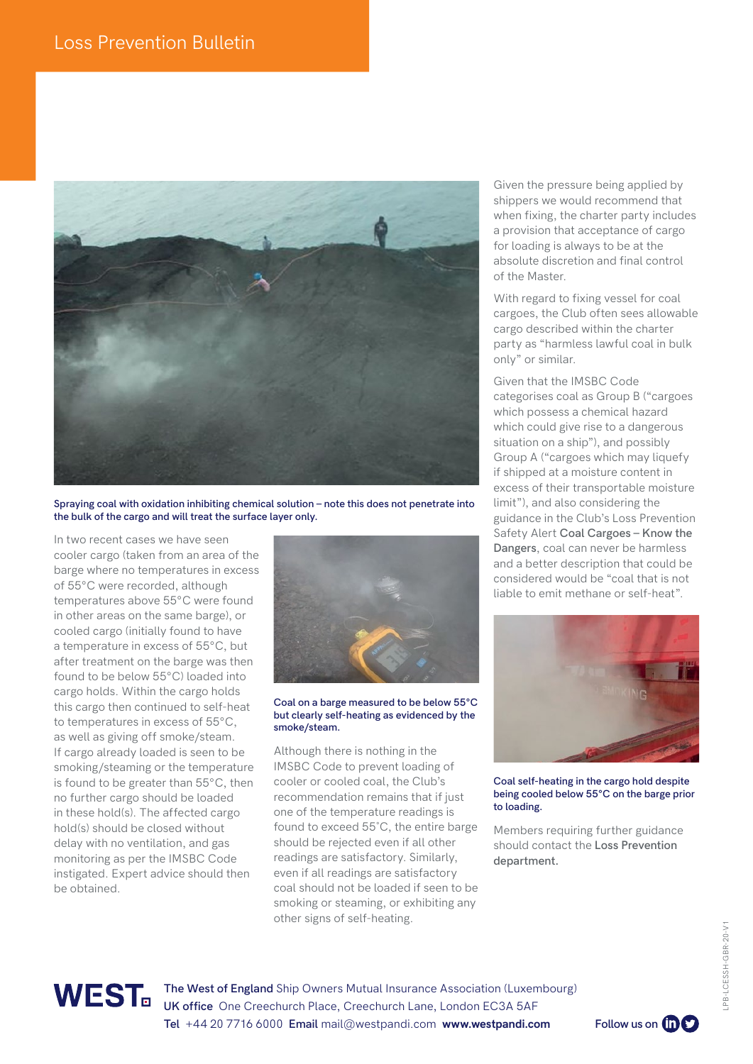Spraying coal with oxidation inhibiting chemical solution – note this does not penetrate into the bulk of the cargo and will treat the surface layer only.

In two recent cases we have seen cooler cargo (taken from an area of the barge where no temperatures in excess of 55°C were recorded, although temperatures above 55°C were found in other areas on the same barge), or cooled cargo (initially found to have a temperature in excess of 55°C, but after treatment on the barge was then found to be below 55°C) loaded into cargo holds. Within the cargo holds this cargo then continued to self-heat to temperatures in excess of 55°C, as well as giving off smoke/steam. If cargo already loaded is seen to be smoking/steaming or the temperature is found to be greater than 55°C, then no further cargo should be loaded in these hold(s). The affected cargo hold(s) should be closed without delay with no ventilation, and gas monitoring as per the IMSBC Code instigated. Expert advice should then be obtained.

Coal on a barge measured to be below 55°C but clearly self-heating as evidenced by the smoke/steam.

Although there is nothing in the IMSBC Code to prevent loading of cooler or cooled coal, the Club's recommendation remains that if just one of the temperature readings is found to exceed 55°C, the entire barge should be rejected even if all other readings are satisfactory. Similarly, even if all readings are satisfactory coal should not be loaded if seen to be smoking or steaming, or exhibiting any other signs of self-heating.

Given the pressure being applied by shippers we would recommend that when fixing, the charter party includes a provision that acceptance of cargo for loading is always to be at the absolute discretion and final control of the Master.

With regard to fixing vessel for coal cargoes, the Club often sees allowable cargo described within the charter party as "harmless lawful coal in bulk only" or similar.

Given that the IMSBC Code categorises coal as Group B ("cargoes which possess a chemical hazard which could give rise to a dangerous situation on a ship"), and possibly Group A ("cargoes which may liquefy if shipped at a moisture content in excess of their transportable moisture limit"), and also considering the guidance in the Club's Loss Prevention Safety Alert **Coal Cargoes – Know the Dangers**, coal can never be harmless and a better description that could be considered would be "coal that is not liable to emit methane or self-heat".

Coal self-heating in the cargo hold despite being cooled below 55°C on the barge prior to loading.

Members requiring further guidance should contact the **Loss Prevention department.**

**WEST**

**The West of England** Ship Owners Mutual Insurance Association (Luxembourg)
**UK office** One Creechurch Place, Creechurch Lane, London EC3A 5AF
**Tel** +44 20 7716 6000 **Email** mail@westpandi.com **www.westpandi.com**

Follow us on

LPB:LCESSH-GBR:20-V1